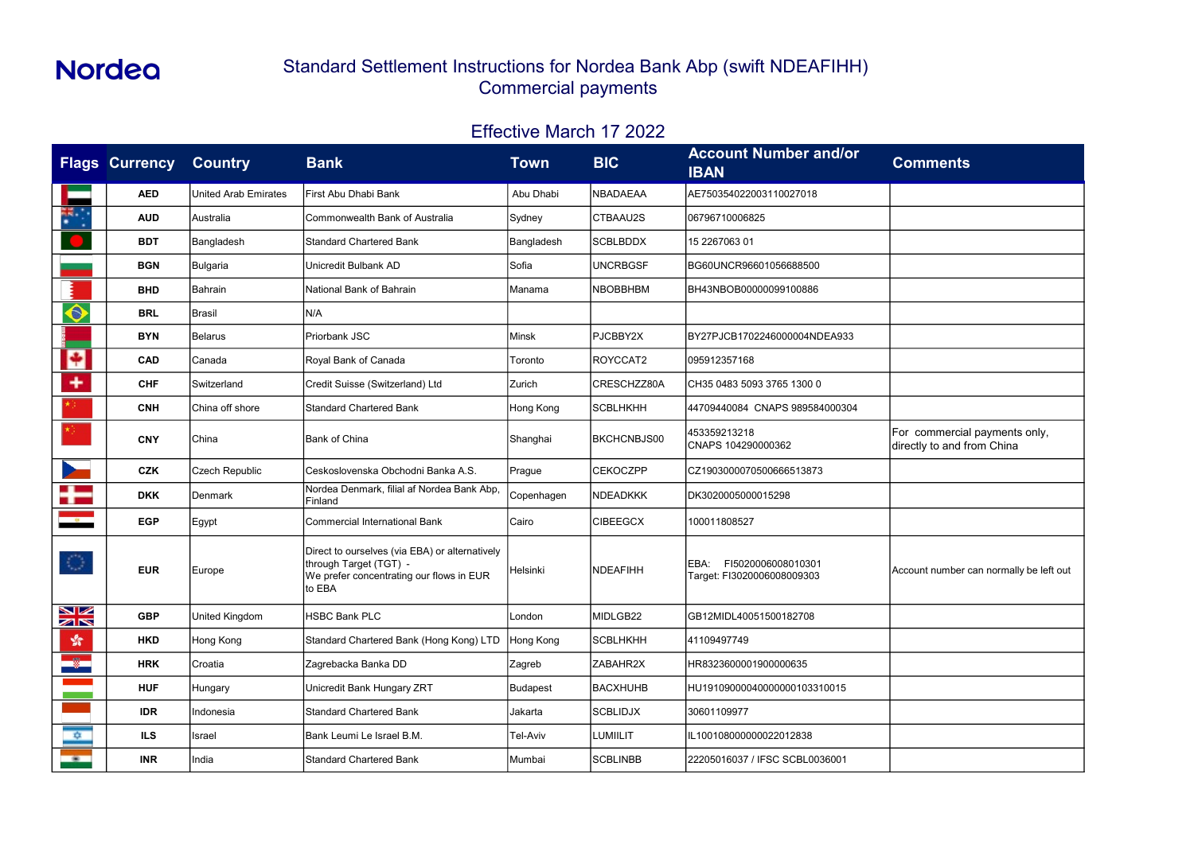Nordea

# Standard Settlement Instructions for Nordea Bank Abp (swift NDEAFIHH)
## Commercial payments

### Effective March 17 2022

| Flags | Currency | Country | Bank | Town | BIC | Account Number and/or IBAN | Comments |
|---|---|---|---|---|---|---|---|
| | AED | United Arab Emirates | First Abu Dhabi Bank | Abu Dhabi | NBADAEAA | AE750354022003110027018 | |
| | AUD | Australia | Commonwealth Bank of Australia | Sydney | CTBAAU2S | 06796710006825 | |
| | BDT | Bangladesh | Standard Chartered Bank | Bangladesh | SCBLBDDX | 15 2267063 01 | |
| | BGN | Bulgaria | Unicredit Bulbank AD | Sofia | UNCRBGSF | BG60UNCR96601056688500 | |
| | BHD | Bahrain | National Bank of Bahrain | Manama | NBOBBHBM | BH43NBOB00000099100886 | |
| | BRL | Brasil | N/A | | | | |
| | BYN | Belarus | Priorbank JSC | Minsk | PJCBBY2X | BY27PJCB1702246000004NDEA933 | |
| | CAD | Canada | Royal Bank of Canada | Toronto | ROYCCAT2 | 095912357168 | |
| | CHF | Switzerland | Credit Suisse (Switzerland) Ltd | Zurich | CRESCHZZ80A | CH35 0483 5093 3765 1300 0 | |
| | CNH | China off shore | Standard Chartered Bank | Hong Kong | SCBLHKHH | 44709440084 CNAPS 989584000304 | |
| | CNY | China | Bank of China | Shanghai | BKCHCNBJS00 | 453359213218<br>CNAPS 104290000362 | For commercial payments only, directly to and from China |
| | CZK | Czech Republic | Ceskoslovenska Obchodni Banka A.S. | Prague | CEKOCZPP | CZ1903000070500666513873 | |
| | DKK | Denmark | Nordea Denmark, filial af Nordea Bank Abp, Finland | Copenhagen | NDEADKKK | DK3020005000015298 | |
| | EGP | Egypt | Commercial International Bank | Cairo | CIBEEGCX | 100011808527 | |
| | EUR | Europe | Direct to ourselves (via EBA) or alternatively through Target (TGT) -<br>We prefer concentrating our flows in EUR to EBA | Helsinki | NDEAFIHH | EBA: FI5020006008010301<br>Target: FI3020006008009303 | Account number can normally be left out |
| | GBP | United Kingdom | HSBC Bank PLC | London | MIDLGB22 | GB12MIDL40051500182708 | |
| | HKD | Hong Kong | Standard Chartered Bank (Hong Kong) LTD | Hong Kong | SCBLHKHH | 41109497749 | |
| | HRK | Croatia | Zagrebacka Banka DD | Zagreb | ZABAHR2X | HR8323600001900000635 | |
| | HUF | Hungary | Unicredit Bank Hungary ZRT | Budapest | BACXHUHB | HU19109000040000000103310015 | |
| | IDR | Indonesia | Standard Chartered Bank | Jakarta | SCBLIDJX | 30601109977 | |
| | ILS | Israel | Bank Leumi Le Israel B.M. | Tel-Aviv | LUMIILIT | IL100108000000022012838 | |
| | INR | India | Standard Chartered Bank | Mumbai | SCBLINBB | 22205016037 / IFSC SCBL0036001 | |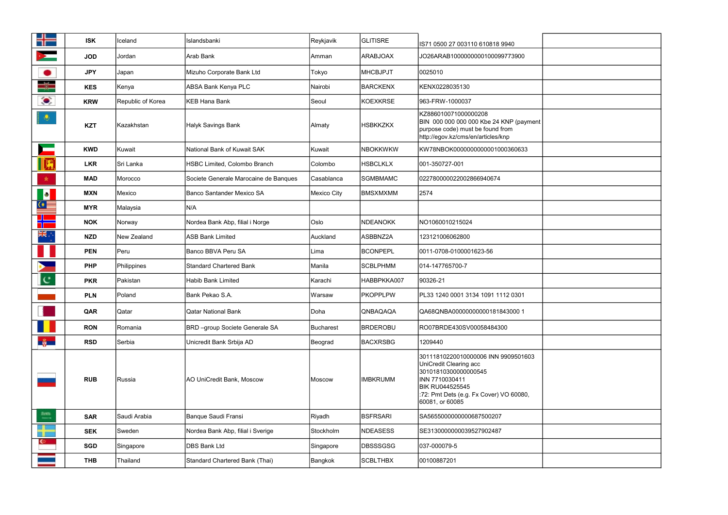|  | ISK | Iceland | Islandsbanki | Reykjavik | GLITISRE | IS71 0500 27 003110 610818 9940 |  |
|---|---|---|---|---|---|---|---|
|  | JOD | Jordan | Arab Bank | Amman | ARABJOAX | JO26ARAB1000000000100099773900 |  |
|  | JPY | Japan | Mizuho Corporate Bank Ltd | Tokyo | MHCBJPJT | 0025010 |  |
|  | KES | Kenya | ABSA Bank Kenya PLC | Nairobi | BARCKENX | KENX0228035130 |  |
|  | KRW | Republic of Korea | KEB Hana Bank | Seoul | KOEXKRSE | 963-FRW-1000037 |  |
|  | KZT | Kazakhstan | Halyk Savings Bank | Almaty | HSBKKZKX | KZ886010071000000208<br>BIN 000 000 000 000 Kbe 24 KNP (payment purpose code) must be found from http://egov.kz/cms/en/articles/knp |  |
|  | KWD | Kuwait | National Bank of Kuwait SAK | Kuwait | NBOKKWKW | KW78NBOK0000000000001000360633 |  |
|  | LKR | Sri Lanka | HSBC Limited, Colombo Branch | Colombo | HSBCLKLX | 001-350727-001 |  |
|  | MAD | Morocco | Societe Generale Marocaine de Banques | Casablanca | SGMBMAMC | 022780000022002866940674 |  |
|  | MXN | Mexico | Banco Santander Mexico SA | Mexico City | BMSXMXMM | 2574 |  |
|  | MYR | Malaysia | N/A |  |  |  |  |
|  | NOK | Norway | Nordea Bank Abp, filial i Norge | Oslo | NDEANOKK | NO1060010215024 |  |
|  | NZD | New Zealand | ASB Bank Limited | Auckland | ASBBNZ2A | 123121006062800 |  |
|  | PEN | Peru | Banco BBVA Peru SA | Lima | BCONPEPL | 0011-0708-0100001623-56 |  |
|  | PHP | Philippines | Standard Chartered Bank | Manila | SCBLPHMM | 014-147765700-7 |  |
|  | PKR | Pakistan | Habib Bank Limited | Karachi | HABBPKKA007 | 90326-21 |  |
|  | PLN | Poland | Bank Pekao S.A. | Warsaw | PKOPPLPW | PL33 1240 0001 3134 1091 1112 0301 |  |
|  | QAR | Qatar | Qatar National Bank | Doha | QNBAQAQA | QA68QNBA000000000000181843000 1 |  |
|  | RON | Romania | BRD –group Societe Generale SA | Bucharest | BRDEROBU | RO07BRDE430SV00058484300 |  |
|  | RSD | Serbia | Unicredit Bank Srbija AD | Beograd | BACXRSBG | 1209440 |  |
|  | RUB | Russia | AO UniCredit Bank, Moscow | Moscow | IMBKRUMM | 30111810220010000006 INN 9909501603<br>UniCredit Clearing acc<br>30101810300000000545<br>INN 7710030411<br>BIK RU044525545<br>:72: Pmt Dets (e.g. Fx Cover) VO 60080, 60081, or 60085 |  |
|  | SAR | Saudi Arabia | Banque Saudi Fransi | Riyadh | BSFRSARI | SA5655000000000687500207 |  |
|  | SEK | Sweden | Nordea Bank Abp, filial i Sverige | Stockholm | NDEASESS | SE3130000000039527902487 |  |
|  | SGD | Singapore | DBS Bank Ltd | Singapore | DBSSSGSG | 037-000079-5 |  |
|  | THB | Thailand | Standard Chartered Bank (Thai) | Bangkok | SCBLTHBX | 00100887201 |  |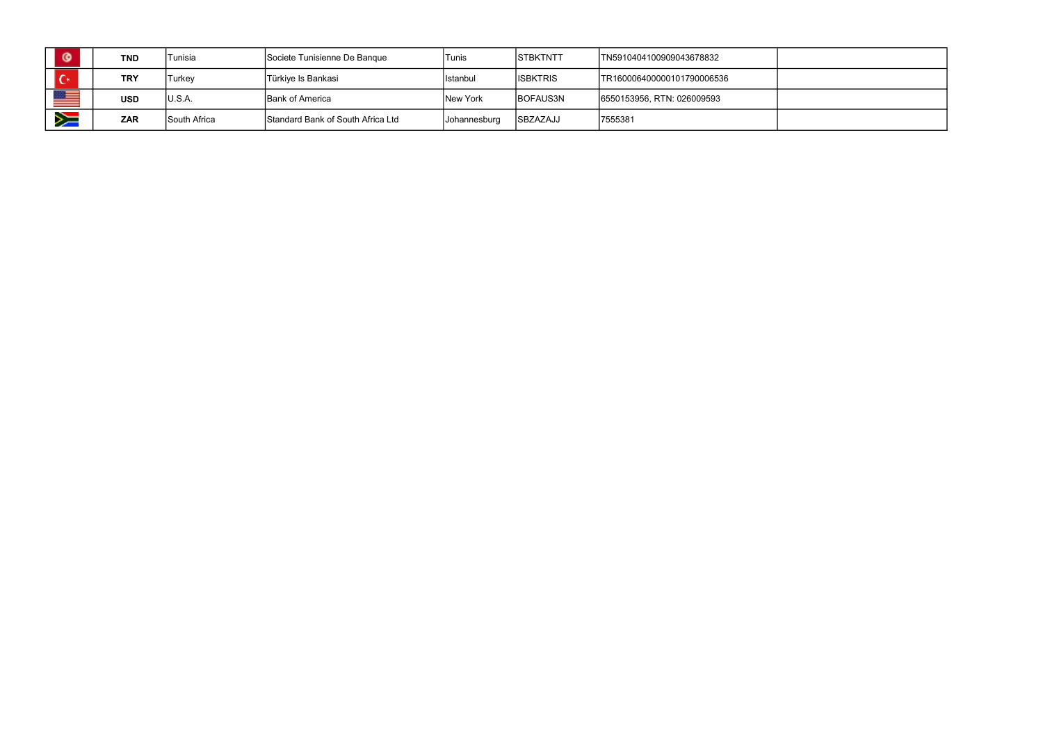|  |  |  |  |  |  |  |  |
|---|---|---|---|---|---|---|---|
|  | **TND** | Tunisia | Societe Tunisienne De Banque | Tunis | STBKTNTT | TN5910404100909043678832 |  |
|  | **TRY** | Turkey | Türkiye Is Bankasi | Istanbul | ISBKTRIS | TR160006400000101790006536 |  |
|  | **USD** | U.S.A. | Bank of America | New York | BOFAUS3N | 6550153956, RTN: 026009593 |  |
|  | **ZAR** | South Africa | Standard Bank of South Africa Ltd | Johannesburg | SBZAZAJJ | 7555381 |  |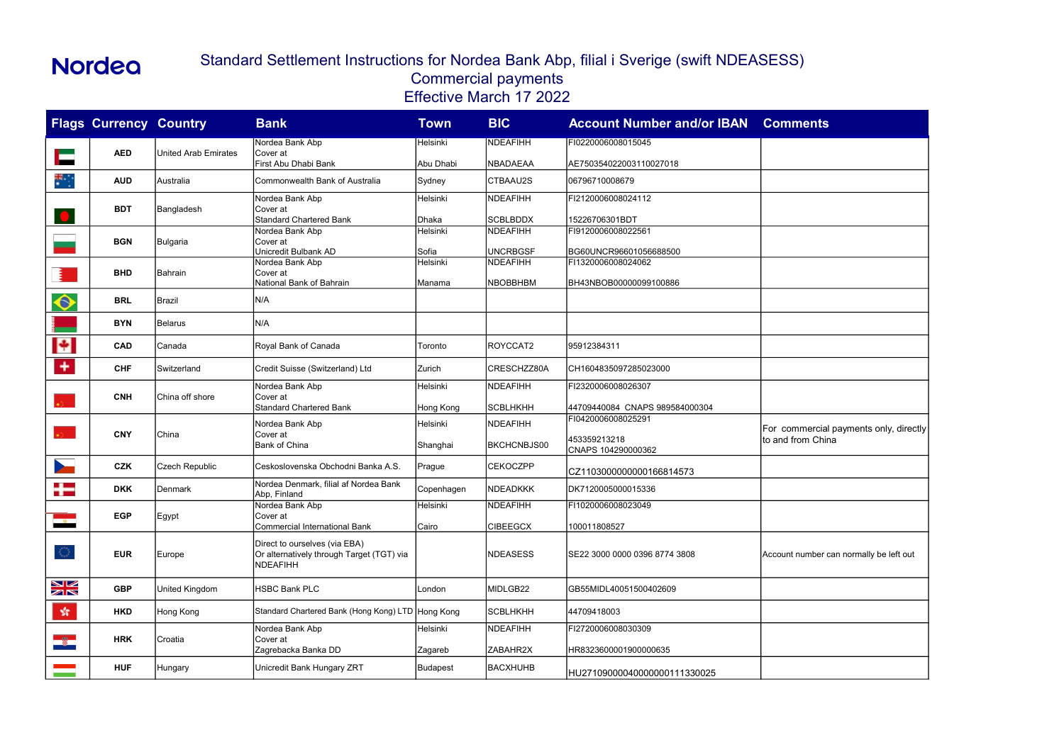Nordea

# Standard Settlement Instructions for Nordea Bank Abp, filial i Sverige (swift NDEASESS)

## Commercial payments

## Effective March 17 2022

| Flags | Currency | Country | Bank | Town | BIC | Account Number and/or IBAN | Comments |
|---|---|---|---|---|---|---|---|
| | AED | United Arab Emirates | Nordea Bank Abp<br>Cover at<br>First Abu Dhabi Bank | Helsinki<br><br>Abu Dhabi | NDEAFIHH<br><br>NBADAEAA | FI0220006008015045<br><br>AE750354022003110027018 | |
| | AUD | Australia | Commonwealth Bank of Australia | Sydney | CTBAAU2S | 06796710008679 | |
| | BDT | Bangladesh | Nordea Bank Abp<br>Cover at<br>Standard Chartered Bank | Helsinki<br><br>Dhaka | NDEAFIHH<br><br>SCBLBDDX | FI2120006008024112<br><br>15226706301BDT | |
| | BGN | Bulgaria | Nordea Bank Abp<br>Cover at<br>Unicredit Bulbank AD | Helsinki<br><br>Sofia | NDEAFIHH<br><br>UNCRBGSF | FI9120006008022561<br><br>BG60UNCR96601056688500 | |
| | BHD | Bahrain | Nordea Bank Abp<br>Cover at<br>National Bank of Bahrain | Helsinki<br><br>Manama | NDEAFIHH<br><br>NBOBBHBM | FI1320006008024062<br><br>BH43NBOB00000099100886 | |
| | BRL | Brazil | N/A | | | | |
| | BYN | Belarus | N/A | | | | |
| | CAD | Canada | Royal Bank of Canada | Toronto | ROYCCAT2 | 95912384311 | |
| | CHF | Switzerland | Credit Suisse (Switzerland) Ltd | Zurich | CRESCHZZ80A | CH1604835097285023000 | |
| | CNH | China off shore | Nordea Bank Abp<br>Cover at<br>Standard Chartered Bank | Helsinki<br><br>Hong Kong | NDEAFIHH<br><br>SCBLHKHH | FI2320006008026307<br><br>44709440084 CNAPS 989584000304 | |
| | CNY | China | Nordea Bank Abp<br>Cover at<br>Bank of China | Helsinki<br><br>Shanghai | NDEAFIHH<br><br>BKCHCNBJS00 | FI0420006008025291<br>453359213218<br>CNAPS 104290000362 | For commercial payments only, directly to and from China |
| | CZK | Czech Republic | Ceskoslovenska Obchodni Banka A.S. | Prague | CEKOCZPP | CZ1103000000000166814573 | |
| | DKK | Denmark | Nordea Denmark, filial af Nordea Bank Abp, Finland | Copenhagen | NDEADKKK | DK7120005000015336 | |
| | EGP | Egypt | Nordea Bank Abp<br>Cover at<br>Commercial International Bank | Helsinki<br><br>Cairo | NDEAFIHH<br><br>CIBEEGCX | FI1020006008023049<br><br>100011808527 | |
| | EUR | Europe | Direct to ourselves (via EBA)<br>Or alternatively through Target (TGT) via NDEAFIHH | | NDEASESS | SE22 3000 0000 0396 8774 3808 | Account number can normally be left out |
| | GBP | United Kingdom | HSBC Bank PLC | London | MIDLGB22 | GB55MIDL40051500402609 | |
| | HKD | Hong Kong | Standard Chartered Bank (Hong Kong) LTD | Hong Kong | SCBLHKHH | 44709418003 | |
| | HRK | Croatia | Nordea Bank Abp<br>Cover at<br>Zagrebacka Banka DD | Helsinki<br><br>Zagareb | NDEAFIHH<br><br>ZABAHR2X | FI2720006008030309<br><br>HR8323600001900000635 | |
| | HUF | Hungary | Unicredit Bank Hungary ZRT | Budapest | BACXHUHB | HU27109000040000000111330025 | |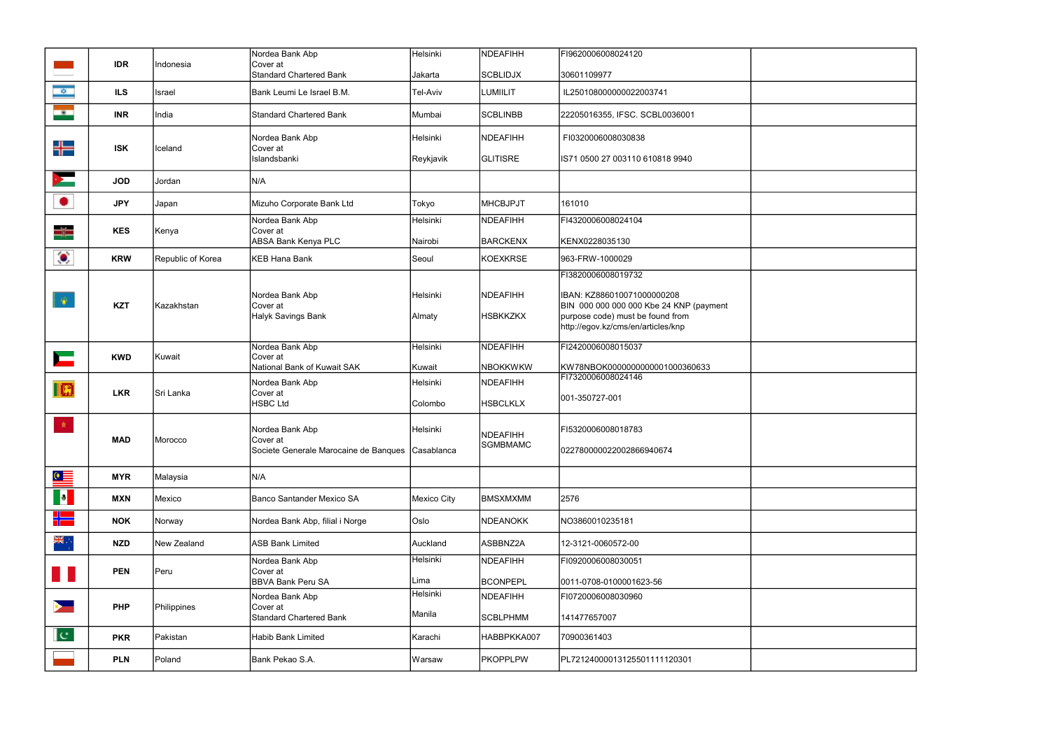|  | Currency | Country | Bank | City | SWIFT | Account | |
|---|---|---|---|---|---|---|---|
|  | IDR | Indonesia | Nordea Bank Abp<br>Cover at<br>Standard Chartered Bank | Helsinki<br><br>Jakarta | NDEAFIHH<br><br>SCBLIDJX | FI9620006008024120<br><br>30601109977 | |
|  | ILS | Israel | Bank Leumi Le Israel B.M. | Tel-Aviv | LUMIILIT | IL250108000000022003741 | |
|  | INR | India | Standard Chartered Bank | Mumbai | SCBLINBB | 22205016355, IFSC. SCBL0036001 | |
|  | ISK | Iceland | Nordea Bank Abp<br>Cover at<br>Islandsbanki | Helsinki<br><br>Reykjavik | NDEAFIHH<br><br>GLITISRE | FI0320006008030838<br><br>IS71 0500 27 003110 610818 9940 | |
|  | JOD | Jordan | N/A | | | | |
|  | JPY | Japan | Mizuho Corporate Bank Ltd | Tokyo | MHCBJPJT | 161010 | |
|  | KES | Kenya | Nordea Bank Abp<br>Cover at<br>ABSA Bank Kenya PLC | Helsinki<br><br>Nairobi | NDEAFIHH<br><br>BARCKENX | FI4320006008024104<br><br>KENX0228035130 | |
|  | KRW | Republic of Korea | KEB Hana Bank | Seoul | KOEXKRSE | 963-FRW-1000029 | |
|  | KZT | Kazakhstan | Nordea Bank Abp<br>Cover at<br>Halyk Savings Bank | Helsinki<br><br>Almaty | NDEAFIHH<br><br>HSBKKZKX | FI3820006008019732<br><br>IBAN: KZ886010071000000208<br>BIN 000 000 000 000 Kbe 24 KNP (payment purpose code) must be found from http://egov.kz/cms/en/articles/knp | |
|  | KWD | Kuwait | Nordea Bank Abp<br>Cover at<br>National Bank of Kuwait SAK | Helsinki<br><br>Kuwait | NDEAFIHH<br><br>NBOKKWKW | FI2420006008015037<br><br>KW78NBOK0000000000001000360633 | |
|  | LKR | Sri Lanka | Nordea Bank Abp<br>Cover at<br>HSBC Ltd | Helsinki<br><br>Colombo | NDEAFIHH<br><br>HSBCLKLX | FI7320006008024146<br><br>001-350727-001 | |
|  | MAD | Morocco | Nordea Bank Abp<br>Cover at<br>Societe Generale Marocaine de Banques | Helsinki<br><br>Casablanca | NDEAFIHH<br>SGMBMAMC | FI5320006008018783<br><br>022780000022002866940674 | |
|  | MYR | Malaysia | N/A | | | | |
|  | MXN | Mexico | Banco Santander Mexico SA | Mexico City | BMSXMXMM | 2576 | |
|  | NOK | Norway | Nordea Bank Abp, filial i Norge | Oslo | NDEANOKK | NO3860010235181 | |
|  | NZD | New Zealand | ASB Bank Limited | Auckland | ASBBNZ2A | 12-3121-0060572-00 | |
|  | PEN | Peru | Nordea Bank Abp<br>Cover at<br>BBVA Bank Peru SA | Helsinki<br><br>Lima | NDEAFIHH<br><br>BCONPEPL | FI0920006008030051<br><br>0011-0708-0100001623-56 | |
|  | PHP | Philippines | Nordea Bank Abp<br>Cover at<br>Standard Chartered Bank | Helsinki<br><br>Manila | NDEAFIHH<br><br>SCBLPHMM | FI0720006008030960<br><br>141477657007 | |
|  | PKR | Pakistan | Habib Bank Limited | Karachi | HABBPKKA007 | 70900361403 | |
|  | PLN | Poland | Bank Pekao S.A. | Warsaw | PKOPPLPW | PL72124000013125501111120301 | |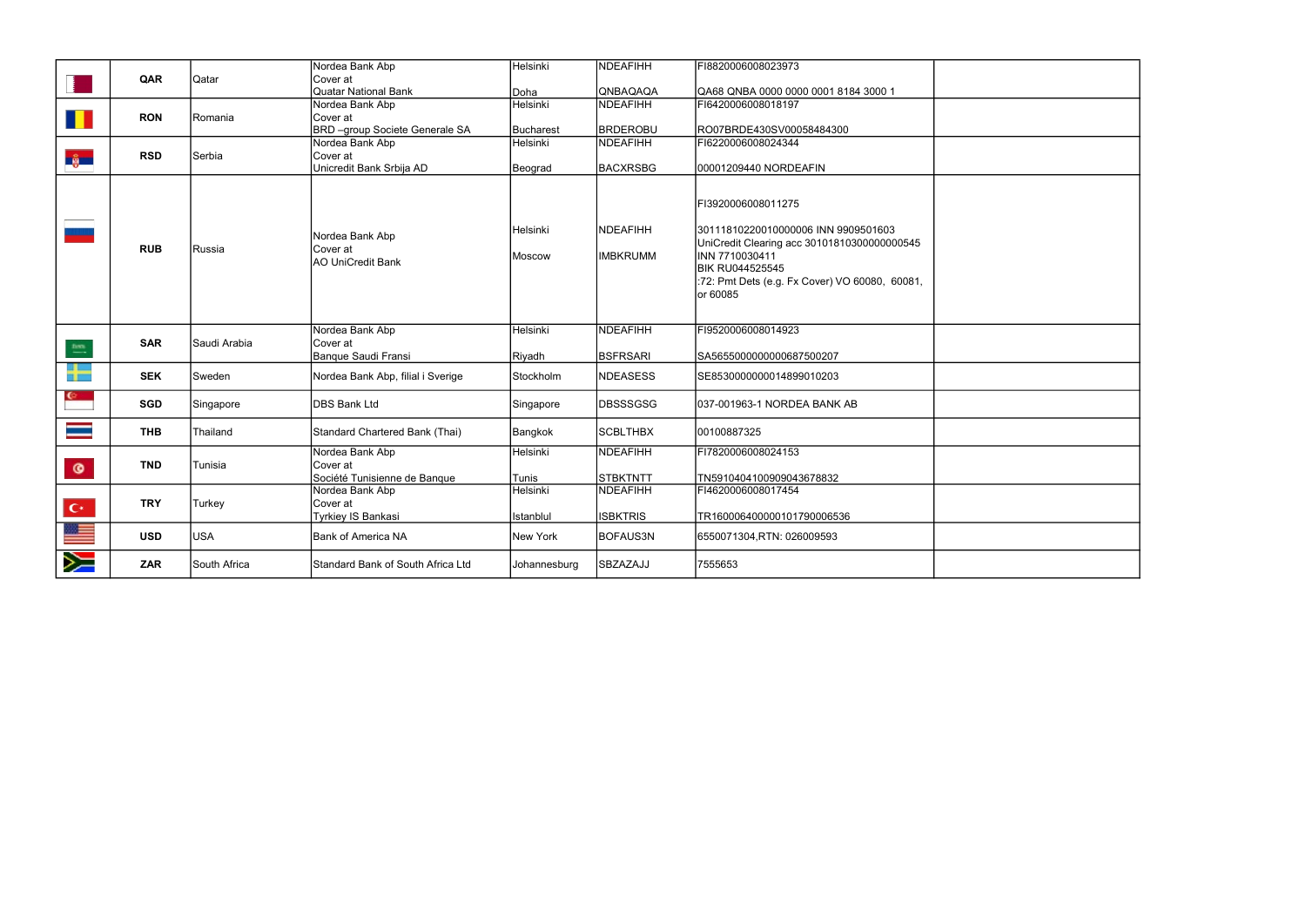| | QAR | Qatar | Nordea Bank Abp<br>Cover at<br>Quatar National Bank | Helsinki<br><br>Doha | NDEAFIHH<br><br>QNBAQAQA | FI8820006008023973<br><br>QA68 QNBA 0000 0000 0001 8184 3000 1 | |
|---|---|---|---|---|---|---|---|
| | RON | Romania | Nordea Bank Abp<br>Cover at<br>BRD –group Societe Generale SA | Helsinki<br><br>Bucharest | NDEAFIHH<br><br>BRDEROBU | FI6420006008018197<br><br>RO07BRDE430SV00058484300 | |
| | RSD | Serbia | Nordea Bank Abp<br>Cover at<br>Unicredit Bank Srbija AD | Helsinki<br><br>Beograd | NDEAFIHH<br><br>BACXRSBG | FI6220006008024344<br><br>00001209440 NORDEAFIN | |
| | RUB | Russia | Nordea Bank Abp<br>Cover at<br>AO UniCredit Bank | Helsinki<br><br>Moscow | NDEAFIHH<br><br>IMBKRUMM | FI3920006008011275<br><br>30111810220010000006 INN 9909501603<br>UniCredit Clearing acc 30101810300000000545<br>INN 7710030411<br>BIK RU044525545<br>:72: Pmt Dets (e.g. Fx Cover) VO 60080, 60081, or 60085 | |
| | SAR | Saudi Arabia | Nordea Bank Abp<br>Cover at<br>Banque Saudi Fransi | Helsinki<br><br>Riyadh | NDEAFIHH<br><br>BSFRSARI | FI9520006008014923<br><br>SA5655000000000687500207 | |
| | SEK | Sweden | Nordea Bank Abp, filial i Sverige | Stockholm | NDEASESS | SE8530000000014899010203 | |
| | SGD | Singapore | DBS Bank Ltd | Singapore | DBSSSGSG | 037-001963-1 NORDEA BANK AB | |
| | THB | Thailand | Standard Chartered Bank (Thai) | Bangkok | SCBLTHBX | 00100887325 | |
| | TND | Tunisia | Nordea Bank Abp<br>Cover at<br>Société Tunisienne de Banque | Helsinki<br><br>Tunis | NDEAFIHH<br><br>STBKTNTT | FI7820006008024153<br><br>TN5910404100909043678832 | |
| | TRY | Turkey | Nordea Bank Abp<br>Cover at<br>Tyrkiey IS Bankasi | Helsinki<br><br>Istanblul | NDEAFIHH<br><br>ISBKTRIS | FI4620006008017454<br><br>TR160006400000101790006536 | |
| | USD | USA | Bank of America NA | New York | BOFAUS3N | 6550071304,RTN: 026009593 | |
| | ZAR | South Africa | Standard Bank of South Africa Ltd | Johannesburg | SBZAZAJJ | 7555653 | |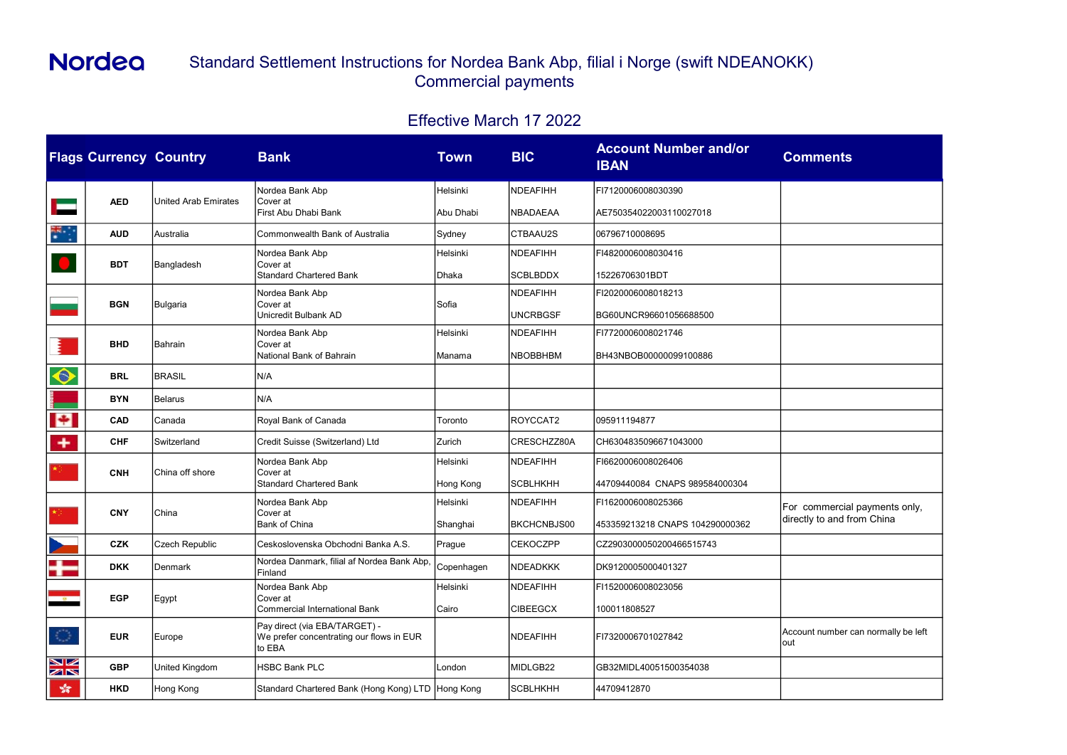# Nordea

## Standard Settlement Instructions for Nordea Bank Abp, filial i Norge (swift NDEANOKK) Commercial payments

### Effective March 17 2022

| Flags | Currency | Country | Bank | Town | BIC | Account Number and/or IBAN | Comments |
|---|---|---|---|---|---|---|---|
| | AED | United Arab Emirates | Nordea Bank Abp<br>Cover at<br>First Abu Dhabi Bank | Helsinki<br><br>Abu Dhabi | NDEAFIHH<br><br>NBADAEAA | FI7120006008030390<br><br>AE750354022003110027018 | |
| | AUD | Australia | Commonwealth Bank of Australia | Sydney | CTBAAU2S | 06796710008695 | |
| | BDT | Bangladesh | Nordea Bank Abp<br>Cover at<br>Standard Chartered Bank | Helsinki<br><br>Dhaka | NDEAFIHH<br><br>SCBLBDDX | FI4820006008030416<br><br>15226706301BDT | |
| | BGN | Bulgaria | Nordea Bank Abp<br>Cover at<br>Unicredit Bulbank AD | Sofia | NDEAFIHH<br><br>UNCRBGSF | FI2020006008018213<br><br>BG60UNCR96601056688500 | |
| | BHD | Bahrain | Nordea Bank Abp<br>Cover at<br>National Bank of Bahrain | Helsinki<br><br>Manama | NDEAFIHH<br><br>NBOBBHBM | FI7720006008021746<br><br>BH43NBOB00000099100886 | |
| | BRL | BRASIL | N/A | | | | |
| | BYN | Belarus | N/A | | | | |
| | CAD | Canada | Royal Bank of Canada | Toronto | ROYCCAT2 | 095911194877 | |
| | CHF | Switzerland | Credit Suisse (Switzerland) Ltd | Zurich | CRESCHZZ80A | CH6304835096671043000 | |
| | CNH | China off shore | Nordea Bank Abp<br>Cover at<br>Standard Chartered Bank | Helsinki<br><br>Hong Kong | NDEAFIHH<br><br>SCBLHKHH | FI6620006008026406<br><br>44709440084 CNAPS 989584000304 | |
| | CNY | China | Nordea Bank Abp<br>Cover at<br>Bank of China | Helsinki<br><br>Shanghai | NDEAFIHH<br><br>BKCHCNBJS00 | FI1620006008025366<br><br>453359213218 CNAPS 104290000362 | For commercial payments only, directly to and from China |
| | CZK | Czech Republic | Ceskoslovenska Obchodni Banka A.S. | Prague | CEKOCZPP | CZ2903000050200466515743 | |
| | DKK | Denmark | Nordea Danmark, filial af Nordea Bank Abp, Finland | Copenhagen | NDEADKKK | DK9120005000401327 | |
| | EGP | Egypt | Nordea Bank Abp<br>Cover at<br>Commercial International Bank | Helsinki<br><br>Cairo | NDEAFIHH<br><br>CIBEEGCX | FI1520006008023056<br><br>100011808527 | |
| | EUR | Europe | Pay direct (via EBA/TARGET) -<br>We prefer concentrating our flows in EUR to EBA | | NDEAFIHH | FI7320006701027842 | Account number can normally be left out |
| | GBP | United Kingdom | HSBC Bank PLC | London | MIDLGB22 | GB32MIDL40051500354038 | |
| | HKD | Hong Kong | Standard Chartered Bank (Hong Kong) LTD | Hong Kong | SCBLHKHH | 44709412870 | |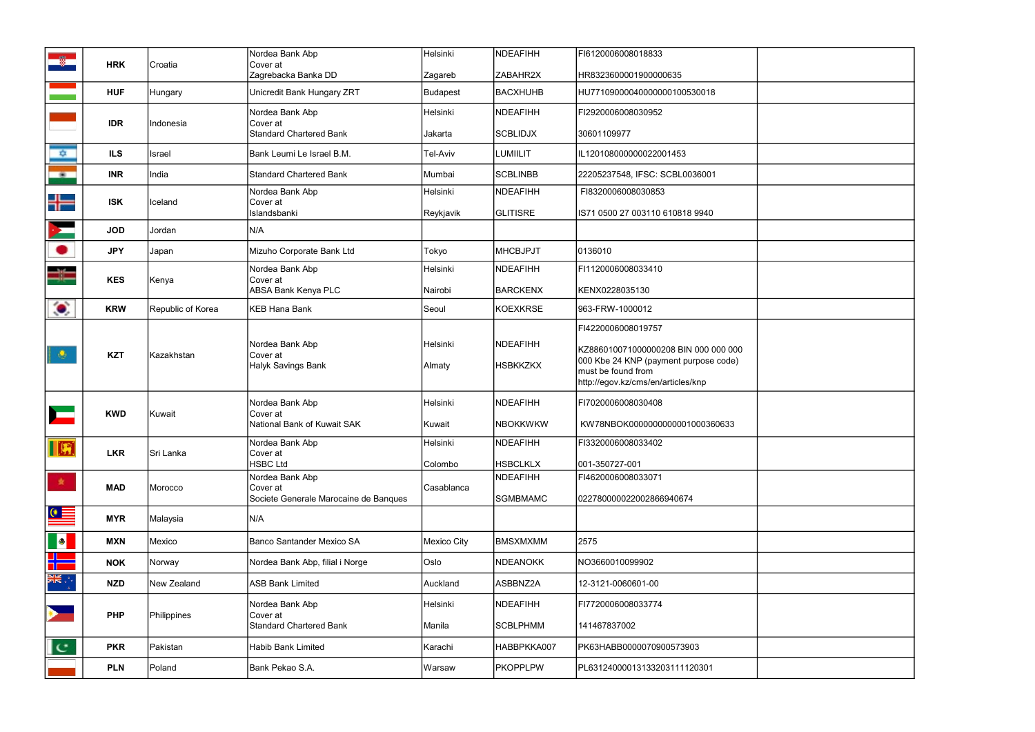| | | | | | | | |
|---|---|---|---|---|---|---|---|
| | HRK | Croatia | Nordea Bank Abp<br>Cover at<br>Zagrebacka Banka DD | Helsinki<br><br>Zagareb | NDEAFIHH<br><br>ZABAHR2X | FI6120006008018833<br><br>HR8323600001900000635 | |
| | HUF | Hungary | Unicredit Bank Hungary ZRT | Budapest | BACXHUHB | HU77109000040000000100530018 | |
| | IDR | Indonesia | Nordea Bank Abp<br>Cover at<br>Standard Chartered Bank | Helsinki<br><br>Jakarta | NDEAFIHH<br><br>SCBLIDJX | FI2920006008030952<br><br>30601109977 | |
| | ILS | Israel | Bank Leumi Le Israel B.M. | Tel-Aviv | LUMIILIT | IL120108000000022001453 | |
| | INR | India | Standard Chartered Bank | Mumbai | SCBLINBB | 22205237548, IFSC: SCBL0036001 | |
| | ISK | Iceland | Nordea Bank Abp<br>Cover at<br>Islandsbanki | Helsinki<br><br>Reykjavik | NDEAFIHH<br><br>GLITISRE | FI8320006008030853<br><br>IS71 0500 27 003110 610818 9940 | |
| | JOD | Jordan | N/A | | | | |
| | JPY | Japan | Mizuho Corporate Bank Ltd | Tokyo | MHCBJPJT | 0136010 | |
| | KES | Kenya | Nordea Bank Abp<br>Cover at<br>ABSA Bank Kenya PLC | Helsinki<br><br>Nairobi | NDEAFIHH<br><br>BARCKENX | FI1120006008033410<br><br>KENX0228035130 | |
| | KRW | Republic of Korea | KEB Hana Bank | Seoul | KOEXKRSE | 963-FRW-1000012 | |
| | KZT | Kazakhstan | Nordea Bank Abp<br>Cover at<br>Halyk Savings Bank | Helsinki<br><br>Almaty | NDEAFIHH<br><br>HSBKKZKX | FI4220006008019757<br><br>KZ886010071000000208 BIN 000 000 000 000 Kbe 24 KNP (payment purpose code) must be found from http://egov.kz/cms/en/articles/knp | |
| | KWD | Kuwait | Nordea Bank Abp<br>Cover at<br>National Bank of Kuwait SAK | Helsinki<br><br>Kuwait | NDEAFIHH<br><br>NBOKKWKW | FI7020006008030408<br><br>KW78NBOK0000000000001000360633 | |
| | LKR | Sri Lanka | Nordea Bank Abp<br>Cover at<br>HSBC Ltd | Helsinki<br><br>Colombo | NDEAFIHH<br><br>HSBCLKLX | FI3320006008033402<br><br>001-350727-001 | |
| | MAD | Morocco | Nordea Bank Abp<br>Cover at<br>Societe Generale Marocaine de Banques | Casablanca | NDEAFIHH<br><br>SGMBMAMC | FI4620006008033071<br><br>022780000022002866940674 | |
| | MYR | Malaysia | N/A | | | | |
| | MXN | Mexico | Banco Santander Mexico SA | Mexico City | BMSXMXMM | 2575 | |
| | NOK | Norway | Nordea Bank Abp, filial i Norge | Oslo | NDEANOKK | NO3660010099902 | |
| | NZD | New Zealand | ASB Bank Limited | Auckland | ASBBNZ2A | 12-3121-0060601-00 | |
| | PHP | Philippines | Nordea Bank Abp<br>Cover at<br>Standard Chartered Bank | Helsinki<br><br>Manila | NDEAFIHH<br><br>SCBLPHMM | FI7720006008033774<br><br>141467837002 | |
| | PKR | Pakistan | Habib Bank Limited | Karachi | HABBPKKA007 | PK63HABB0000070900573903 | |
| | PLN | Poland | Bank Pekao S.A. | Warsaw | PKOPPLPW | PL63124000013133203111120301 | |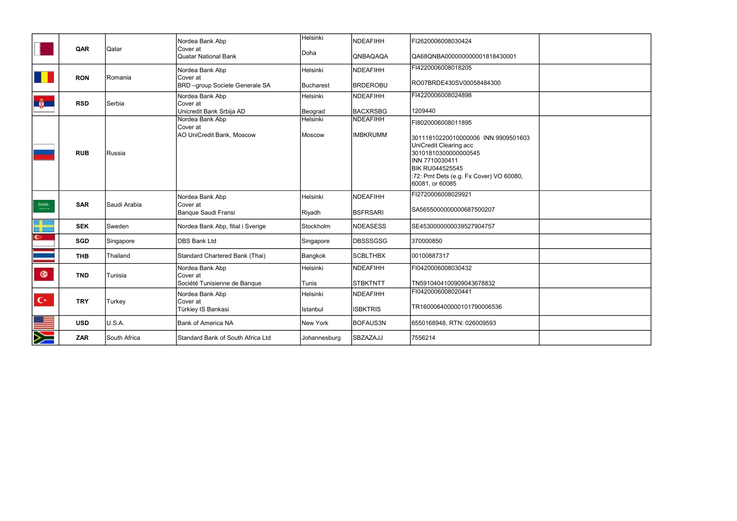|  | QAR | Qatar | Nordea Bank Abp<br>Cover at<br>Quatar National Bank | Helsinki<br><br>Doha | NDEAFIHH<br><br>QNBAQAQA | FI2620006008030424<br><br>QA68QNBA000000000001818430001 |  |
|---|---|---|---|---|---|---|---|
|  | RON | Romania | Nordea Bank Abp<br>Cover at<br>BRD –group Societe Generale SA | Helsinki<br><br>Bucharest | NDEAFIHH<br><br>BRDEROBU | FI4220006008018205<br><br>RO07BRDE430SV00058484300 |  |
|  | RSD | Serbia | Nordea Bank Abp<br>Cover at<br>Unicredit Bank Srbija AD | Helsinki<br><br>Beograd | NDEAFIHH<br><br>BACXRSBG | FI4220006008024898<br><br>1209440 |  |
|  | RUB | Russia | Nordea Bank Abp<br>Cover at<br>AO UniCredit Bank, Moscow | Helsinki<br><br>Moscow | NDEAFIHH<br><br>IMBKRUMM | FI8020006008011895<br><br>30111810220010000006 INN 9909501603<br>UniCredit Clearing acc<br>30101810300000000545<br>INN 7710030411<br>BIK RU044525545<br>:72: Pmt Dets (e.g. Fx Cover) VO 60080, 60081, or 60085 |  |
|  | SAR | Saudi Arabia | Nordea Bank Abp<br>Cover at<br>Banque Saudi Fransi | Helsinki<br><br>Riyadh | NDEAFIHH<br><br>BSFRSARI | FI2720006008029921<br><br>SA5655000000000687500207 |  |
|  | SEK | Sweden | Nordea Bank Abp, filial i Sverige | Stockholm | NDEASESS | SE4530000000039527904757 |  |
|  | SGD | Singapore | DBS Bank Ltd | Singapore | DBSSSGSG | 370000850 |  |
|  | THB | Thailand | Standard Chartered Bank (Thai) | Bangkok | SCBLTHBX | 00100887317 |  |
|  | TND | Tunisia | Nordea Bank Abp<br>Cover at<br>Société Tunisienne de Banque | Helsinki<br><br>Tunis | NDEAFIHH<br><br>STBKTNTT | FI0420006008030432<br><br>TN5910404100909043678832 |  |
|  | TRY | Turkey | Nordea Bank Abp<br>Cover at<br>Türkiey IS Bankasi | Helsinki<br><br>Istanbul | NDEAFIHH<br><br>ISBKTRIS | FI0420006008020441<br><br>TR160006400000101790006536 |  |
|  | USD | U.S.A. | Bank of America NA | New York | BOFAUS3N | 6550168948, RTN: 026009593 |  |
|  | ZAR | South Africa | Standard Bank of South Africa Ltd | Johannesburg | SBZAZAJJ | 7556214 |  |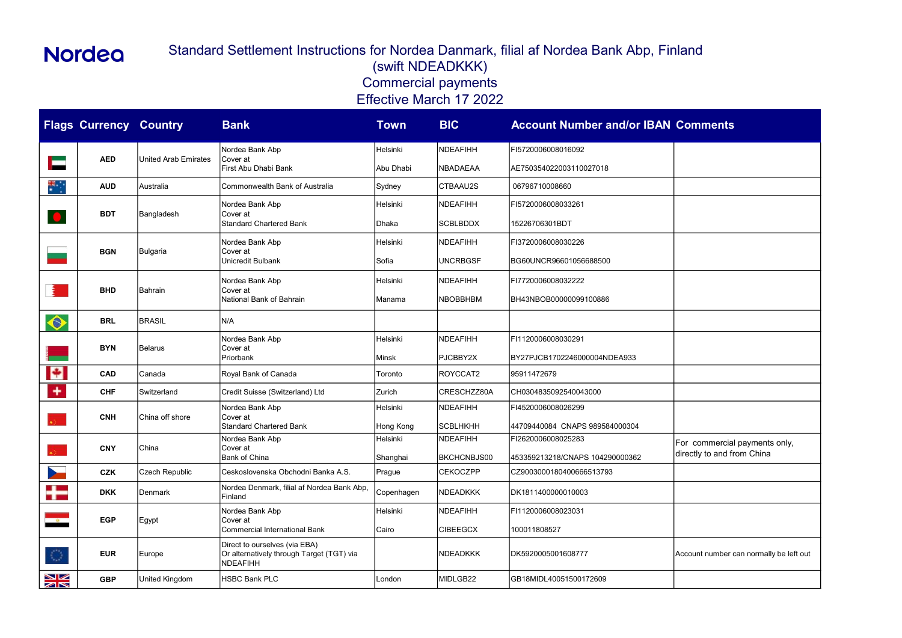# Nordea

## Standard Settlement Instructions for Nordea Danmark, filial af Nordea Bank Abp, Finland (swift NDEADKKK)
## Commercial payments
## Effective March 17 2022

| Flags | Currency | Country | Bank | Town | BIC | Account Number and/or IBAN | Comments |
|---|---|---|---|---|---|---|---|
| | AED | United Arab Emirates | Nordea Bank Abp<br>Cover at<br>First Abu Dhabi Bank | Helsinki<br><br>Abu Dhabi | NDEAFIHH<br><br>NBADAEAA | FI5720006008016092<br><br>AE750354022003110027018 | |
| | AUD | Australia | Commonwealth Bank of Australia | Sydney | CTBAAU2S | 06796710008660 | |
| | BDT | Bangladesh | Nordea Bank Abp<br>Cover at<br>Standard Chartered Bank | Helsinki<br><br>Dhaka | NDEAFIHH<br><br>SCBLBDDX | FI5720006008033261<br><br>15226706301BDT | |
| | BGN | Bulgaria | Nordea Bank Abp<br>Cover at<br>Unicredit Bulbank | Helsinki<br><br>Sofia | NDEAFIHH<br><br>UNCRBGSF | FI3720006008030226<br><br>BG60UNCR96601056688500 | |
| | BHD | Bahrain | Nordea Bank Abp<br>Cover at<br>National Bank of Bahrain | Helsinki<br><br>Manama | NDEAFIHH<br><br>NBOBBHBM | FI7720006008032222<br><br>BH43NBOB00000099100886 | |
| | BRL | BRASIL | N/A | | | | |
| | BYN | Belarus | Nordea Bank Abp<br>Cover at<br>Priorbank | Helsinki<br><br>Minsk | NDEAFIHH<br><br>PJCBBY2X | FI1120006008030291<br><br>BY27PJCB1702246000004NDEA933 | |
| | CAD | Canada | Royal Bank of Canada | Toronto | ROYCCAT2 | 95911472679 | |
| | CHF | Switzerland | Credit Suisse (Switzerland) Ltd | Zurich | CRESCHZZ80A | CH0304835092540043000 | |
| | CNH | China off shore | Nordea Bank Abp<br>Cover at<br>Standard Chartered Bank | Helsinki<br><br>Hong Kong | NDEAFIHH<br><br>SCBLHKHH | FI4520006008026299<br><br>44709440084 CNAPS 989584000304 | |
| | CNY | China | Nordea Bank Abp<br>Cover at<br>Bank of China | Helsinki<br><br>Shanghai | NDEAFIHH<br><br>BKCHCNBJS00 | FI2620006008025283<br><br>453359213218/CNAPS 104290000362 | For commercial payments only, directly to and from China |
| | CZK | Czech Republic | Ceskoslovenska Obchodni Banka A.S. | Prague | CEKOCZPP | CZ9003000180400666513793 | |
| | DKK | Denmark | Nordea Denmark, filial af Nordea Bank Abp, Finland | Copenhagen | NDEADKKK | DK1811400000010003 | |
| | EGP | Egypt | Nordea Bank Abp<br>Cover at<br>Commercial International Bank | Helsinki<br><br>Cairo | NDEAFIHH<br><br>CIBEEGCX | FI1120006008023031<br><br>100011808527 | |
| | EUR | Europe | Direct to ourselves (via EBA)<br>Or alternatively through Target (TGT) via NDEAFIHH | | NDEADKKK | DK5920005001608777 | Account number can normally be left out |
| | GBP | United Kingdom | HSBC Bank PLC | London | MIDLGB22 | GB18MIDL40051500172609 | |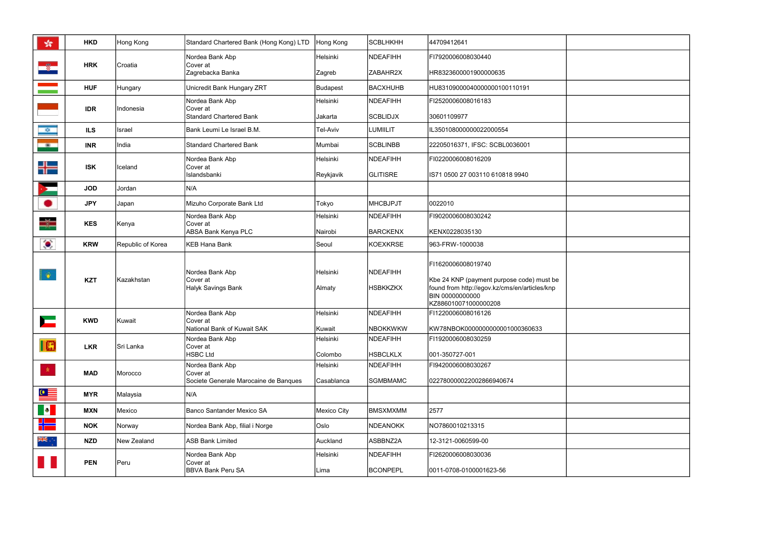|  | HKD | Hong Kong | Standard Chartered Bank (Hong Kong) LTD | Hong Kong | SCBLHKHH | 44709412641 |  |
|---|---|---|---|---|---|---|---|
|  | HRK | Croatia | Nordea Bank Abp<br>Cover at<br>Zagrebacka Banka | Helsinki<br><br>Zagreb | NDEAFIHH<br><br>ZABAHR2X | FI7920006008030440<br><br>HR8323600001900000635 |  |
|  | HUF | Hungary | Unicredit Bank Hungary ZRT | Budapest | BACXHUHB | HU83109000040000000100110191 |  |
|  | IDR | Indonesia | Nordea Bank Abp<br>Cover at<br>Standard Chartered Bank | Helsinki<br><br>Jakarta | NDEAFIHH<br><br>SCBLIDJX | FI2520006008016183<br><br>30601109977 |  |
|  | ILS | Israel | Bank Leumi Le Israel B.M. | Tel-Aviv | LUMIILIT | IL350108000000022000554 |  |
|  | INR | India | Standard Chartered Bank | Mumbai | SCBLINBB | 22205016371, IFSC: SCBL0036001 |  |
|  | ISK | Iceland | Nordea Bank Abp<br>Cover at<br>Islandsbanki | Helsinki<br><br>Reykjavik | NDEAFIHH<br><br>GLITISRE | FI0220006008016209<br><br>IS71 0500 27 003110 610818 9940 |  |
|  | JOD | Jordan | N/A |  |  |  |  |
|  | JPY | Japan | Mizuho Corporate Bank Ltd | Tokyo | MHCBJPJT | 0022010 |  |
|  | KES | Kenya | Nordea Bank Abp<br>Cover at<br>ABSA Bank Kenya PLC | Helsinki<br><br>Nairobi | NDEAFIHH<br><br>BARCKENX | FI9020006008030242<br><br>KENX0228035130 |  |
|  | KRW | Republic of Korea | KEB Hana Bank | Seoul | KOEXKRSE | 963-FRW-1000038 |  |
|  | KZT | Kazakhstan | Nordea Bank Abp<br>Cover at<br>Halyk Savings Bank | Helsinki<br><br>Almaty | NDEAFIHH<br><br>HSBKKZKX | FI1620006008019740<br><br>Kbe 24 KNP (payment purpose code) must be found from http://egov.kz/cms/en/articles/knp<br>BIN 00000000000<br>KZ886010071000000208 |  |
|  | KWD | Kuwait | Nordea Bank Abp<br>Cover at<br>National Bank of Kuwait SAK | Helsinki<br><br>Kuwait | NDEAFIHH<br><br>NBOKKWKW | FI1220006008016126<br><br>KW78NBOK0000000000001000360633 |  |
|  | LKR | Sri Lanka | Nordea Bank Abp<br>Cover at<br>HSBC Ltd | Helsinki<br><br>Colombo | NDEAFIHH<br><br>HSBCLKLX | FI1920006008030259<br><br>001-350727-001 |  |
|  | MAD | Morocco | Nordea Bank Abp<br>Cover at<br>Societe Generale Marocaine de Banques | Helsinki<br><br>Casablanca | NDEAFIHH<br><br>SGMBMAMC | FI9420006008030267<br><br>022780000022002866940674 |  |
|  | MYR | Malaysia | N/A |  |  |  |  |
|  | MXN | Mexico | Banco Santander Mexico SA | Mexico City | BMSXMXMM | 2577 |  |
|  | NOK | Norway | Nordea Bank Abp, filial i Norge | Oslo | NDEANOKK | NO7860010213315 |  |
|  | NZD | New Zealand | ASB Bank Limited | Auckland | ASBBNZ2A | 12-3121-0060599-00 |  |
|  | PEN | Peru | Nordea Bank Abp<br>Cover at<br>BBVA Bank Peru SA | Helsinki<br><br>Lima | NDEAFIHH<br><br>BCONPEPL | FI2620006008030036<br><br>0011-0708-0100001623-56 |  |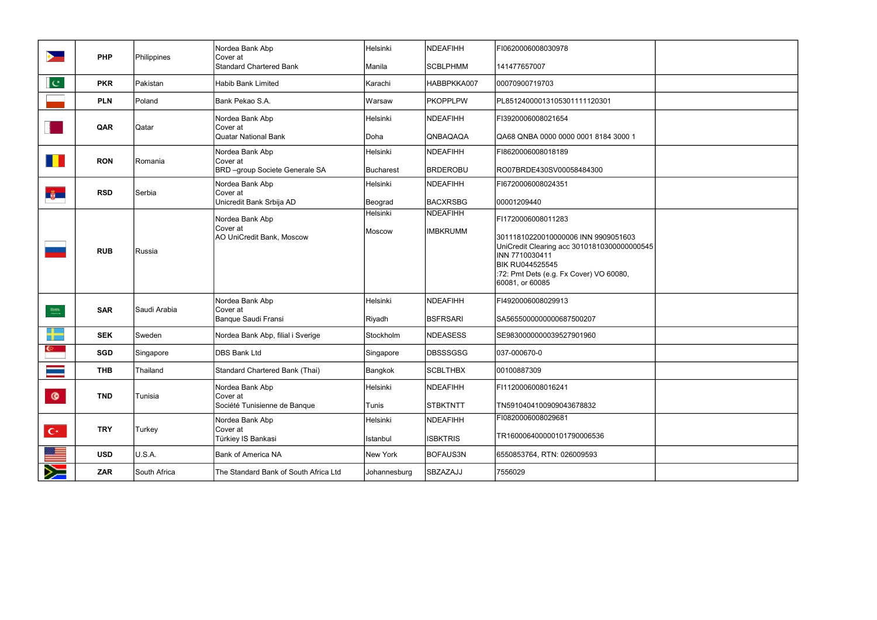| | | | | | | | |
|---|---|---|---|---|---|---|---|
| | PHP | Philippines | Nordea Bank Abp<br>Cover at<br>Standard Chartered Bank | Helsinki<br><br>Manila | NDEAFIHH<br><br>SCBLPHMM | FI0620006008030978<br><br>141477657007 | |
| | PKR | Pakistan | Habib Bank Limited | Karachi | HABBPKKA007 | 00070900719703 | |
| | PLN | Poland | Bank Pekao S.A. | Warsaw | PKOPPLPW | PL85124000013105301111120301 | |
| | QAR | Qatar | Nordea Bank Abp<br>Cover at<br>Quatar National Bank | Helsinki<br><br>Doha | NDEAFIHH<br><br>QNBAQAQA | FI3920006008021654<br><br>QA68 QNBA 0000 0000 0001 8184 3000 1 | |
| | RON | Romania | Nordea Bank Abp<br>Cover at<br>BRD –group Societe Generale SA | Helsinki<br><br>Bucharest | NDEAFIHH<br><br>BRDEROBU | FI8620006008018189<br><br>RO07BRDE430SV00058484300 | |
| | RSD | Serbia | Nordea Bank Abp<br>Cover at<br>Unicredit Bank Srbija AD | Helsinki<br><br>Beograd | NDEAFIHH<br><br>BACXRSBG | FI6720006008024351<br><br>00001209440 | |
| | RUB | Russia | Nordea Bank Abp<br>Cover at<br>AO UniCredit Bank, Moscow | Helsinki<br><br>Moscow | NDEAFIHH<br><br>IMBKRUMM | FI1720006008011283<br><br>30111810220010000006 INN 9909051603<br>UniCredit Clearing acc 30101810300000000545<br>INN 7710030411<br>BIK RU044525545<br>:72: Pmt Dets (e.g. Fx Cover) VO 60080, 60081, or 60085 | |
| | SAR | Saudi Arabia | Nordea Bank Abp<br>Cover at<br>Banque Saudi Fransi | Helsinki<br><br>Riyadh | NDEAFIHH<br><br>BSFRSARI | FI4920006008029913<br><br>SA5655000000000687500207 | |
| | SEK | Sweden | Nordea Bank Abp, filial i Sverige | Stockholm | NDEASESS | SE9830000000039527901960 | |
| | SGD | Singapore | DBS Bank Ltd | Singapore | DBSSSGSG | 037-000670-0 | |
| | THB | Thailand | Standard Chartered Bank (Thai) | Bangkok | SCBLTHBX | 00100887309 | |
| | TND | Tunisia | Nordea Bank Abp<br>Cover at<br>Société Tunisienne de Banque | Helsinki<br><br>Tunis | NDEAFIHH<br><br>STBKTNTT | FI1120006008016241<br><br>TN5910404100909043678832 | |
| | TRY | Turkey | Nordea Bank Abp<br>Cover at<br>Türkiey IS Bankasi | Helsinki<br><br>Istanbul | NDEAFIHH<br><br>ISBKTRIS | FI0820006008029681<br><br>TR160006400000101790006536 | |
| | USD | U.S.A. | Bank of America NA | New York | BOFAUS3N | 6550853764, RTN: 026009593 | |
| | ZAR | South Africa | The Standard Bank of South Africa Ltd | Johannesburg | SBZAZAJJ | 7556029 | |